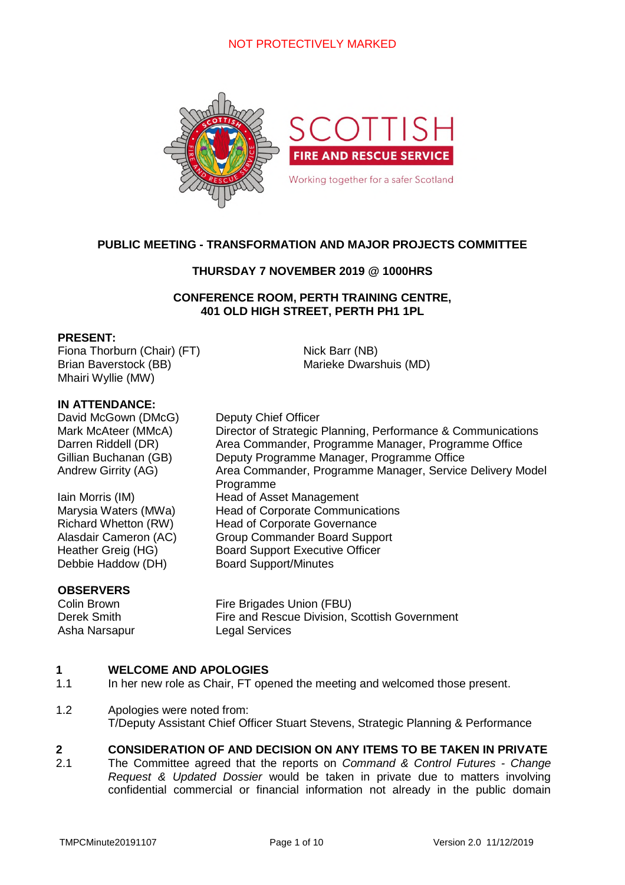NOT PROTECTIVELY MARKED

**PUBLIC MEETING - TRANSFORMATION AND MAJOR PROJECTS COMMITTEE**

**THURSDAY 7 NOVEMBER 2019 @ 1000HRS**

**CONFERENCE ROOM, PERTH TRAINING CENTRE, 401 OLD HIGH STREET, PERTH PH1 1PL**

**PRESENT:**

Fiona Thorburn (Chair) (FT)
Brian Baverstock (BB)
Mhairi Wyllie (MW)
Nick Barr (NB)
Marieke Dwarshuis (MD)

**IN ATTENDANCE:**

| | |
|---|---|
| David McGown (DMcG) | Deputy Chief Officer |
| Mark McAteer (MMcA) | Director of Strategic Planning, Performance & Communications |
| Darren Riddell (DR) | Area Commander, Programme Manager, Programme Office |
| Gillian Buchanan (GB) | Deputy Programme Manager, Programme Office |
| Andrew Girrity (AG) | Area Commander, Programme Manager, Service Delivery Model Programme |
| Iain Morris (IM) | Head of Asset Management |
| Marysia Waters (MWa) | Head of Corporate Communications |
| Richard Whetton (RW) | Head of Corporate Governance |
| Alasdair Cameron (AC) | Group Commander Board Support |
| Heather Greig (HG) | Board Support Executive Officer |
| Debbie Haddow (DH) | Board Support/Minutes |

**OBSERVERS**

| | |
|---|---|
| Colin Brown | Fire Brigades Union (FBU) |
| Derek Smith | Fire and Rescue Division, Scottish Government |
| Asha Narsapur | Legal Services |

## 1 WELCOME AND APOLOGIES

1.1 In her new role as Chair, FT opened the meeting and welcomed those present.

1.2 Apologies were noted from:
T/Deputy Assistant Chief Officer Stuart Stevens, Strategic Planning & Performance

## 2 CONSIDERATION OF AND DECISION ON ANY ITEMS TO BE TAKEN IN PRIVATE

2.1 The Committee agreed that the reports on *Command & Control Futures - Change Request & Updated Dossier* would be taken in private due to matters involving confidential commercial or financial information not already in the public domain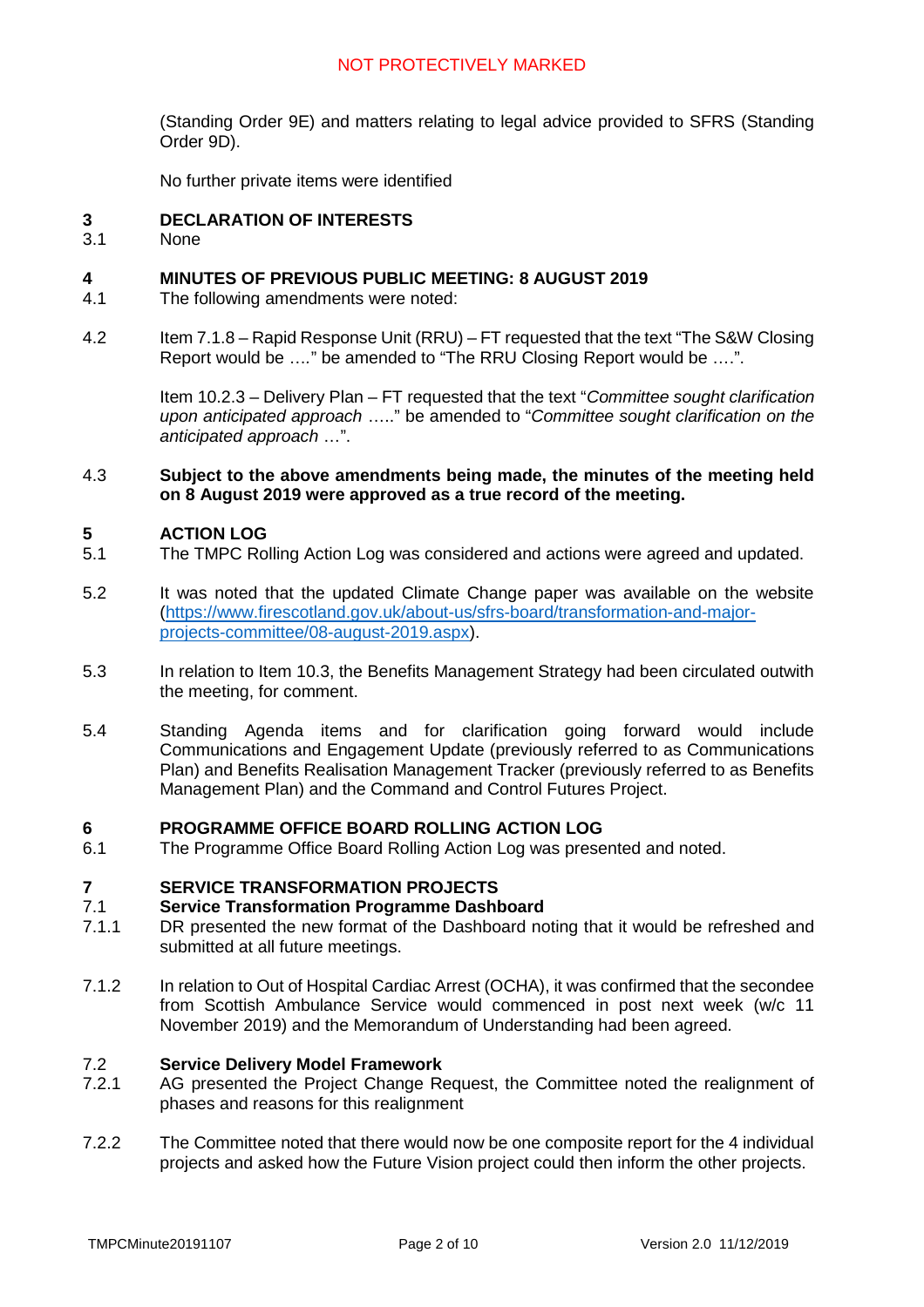(Standing Order 9E) and matters relating to legal advice provided to SFRS (Standing Order 9D).

No further private items were identified

**3 DECLARATION OF INTERESTS**

3.1 None

**4 MINUTES OF PREVIOUS PUBLIC MEETING: 8 AUGUST 2019**

4.1 The following amendments were noted:

4.2 Item 7.1.8 – Rapid Response Unit (RRU) – FT requested that the text "The S&W Closing Report would be …." be amended to "The RRU Closing Report would be ….".

Item 10.2.3 – Delivery Plan – FT requested that the text "*Committee sought clarification upon anticipated approach* ….." be amended to "*Committee sought clarification on the anticipated approach* …".

4.3 **Subject to the above amendments being made, the minutes of the meeting held on 8 August 2019 were approved as a true record of the meeting.**

**5 ACTION LOG**

5.1 The TMPC Rolling Action Log was considered and actions were agreed and updated.

5.2 It was noted that the updated Climate Change paper was available on the website (https://www.firescotland.gov.uk/about-us/sfrs-board/transformation-and-major-projects-committee/08-august-2019.aspx).

5.3 In relation to Item 10.3, the Benefits Management Strategy had been circulated outwith the meeting, for comment.

5.4 Standing Agenda items and for clarification going forward would include Communications and Engagement Update (previously referred to as Communications Plan) and Benefits Realisation Management Tracker (previously referred to as Benefits Management Plan) and the Command and Control Futures Project.

**6 PROGRAMME OFFICE BOARD ROLLING ACTION LOG**

6.1 The Programme Office Board Rolling Action Log was presented and noted.

**7 SERVICE TRANSFORMATION PROJECTS**

**7.1 Service Transformation Programme Dashboard**

7.1.1 DR presented the new format of the Dashboard noting that it would be refreshed and submitted at all future meetings.

7.1.2 In relation to Out of Hospital Cardiac Arrest (OCHA), it was confirmed that the secondee from Scottish Ambulance Service would commenced in post next week (w/c 11 November 2019) and the Memorandum of Understanding had been agreed.

**7.2 Service Delivery Model Framework**

7.2.1 AG presented the Project Change Request, the Committee noted the realignment of phases and reasons for this realignment

7.2.2 The Committee noted that there would now be one composite report for the 4 individual projects and asked how the Future Vision project could then inform the other projects.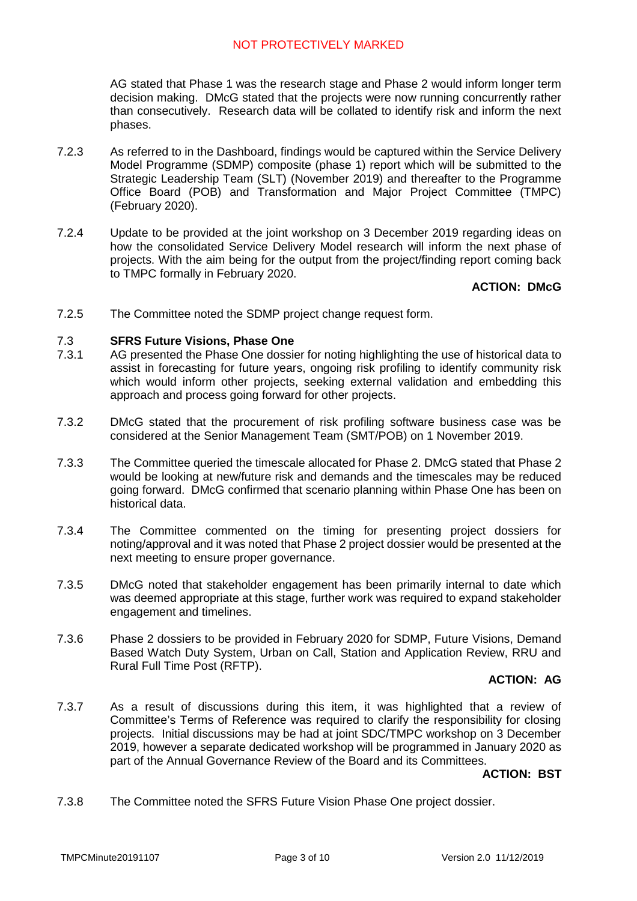AG stated that Phase 1 was the research stage and Phase 2 would inform longer term decision making. DMcG stated that the projects were now running concurrently rather than consecutively. Research data will be collated to identify risk and inform the next phases.

7.2.3 As referred to in the Dashboard, findings would be captured within the Service Delivery Model Programme (SDMP) composite (phase 1) report which will be submitted to the Strategic Leadership Team (SLT) (November 2019) and thereafter to the Programme Office Board (POB) and Transformation and Major Project Committee (TMPC) (February 2020).

7.2.4 Update to be provided at the joint workshop on 3 December 2019 regarding ideas on how the consolidated Service Delivery Model research will inform the next phase of projects. With the aim being for the output from the project/finding report coming back to TMPC formally in February 2020.

**ACTION: DMcG**

7.2.5 The Committee noted the SDMP project change request form.

### 7.3 SFRS Future Visions, Phase One

7.3.1 AG presented the Phase One dossier for noting highlighting the use of historical data to assist in forecasting for future years, ongoing risk profiling to identify community risk which would inform other projects, seeking external validation and embedding this approach and process going forward for other projects.

7.3.2 DMcG stated that the procurement of risk profiling software business case was be considered at the Senior Management Team (SMT/POB) on 1 November 2019.

7.3.3 The Committee queried the timescale allocated for Phase 2. DMcG stated that Phase 2 would be looking at new/future risk and demands and the timescales may be reduced going forward. DMcG confirmed that scenario planning within Phase One has been on historical data.

7.3.4 The Committee commented on the timing for presenting project dossiers for noting/approval and it was noted that Phase 2 project dossier would be presented at the next meeting to ensure proper governance.

7.3.5 DMcG noted that stakeholder engagement has been primarily internal to date which was deemed appropriate at this stage, further work was required to expand stakeholder engagement and timelines.

7.3.6 Phase 2 dossiers to be provided in February 2020 for SDMP, Future Visions, Demand Based Watch Duty System, Urban on Call, Station and Application Review, RRU and Rural Full Time Post (RFTP).

**ACTION: AG**

7.3.7 As a result of discussions during this item, it was highlighted that a review of Committee's Terms of Reference was required to clarify the responsibility for closing projects. Initial discussions may be had at joint SDC/TMPC workshop on 3 December 2019, however a separate dedicated workshop will be programmed in January 2020 as part of the Annual Governance Review of the Board and its Committees.

**ACTION: BST**

7.3.8 The Committee noted the SFRS Future Vision Phase One project dossier.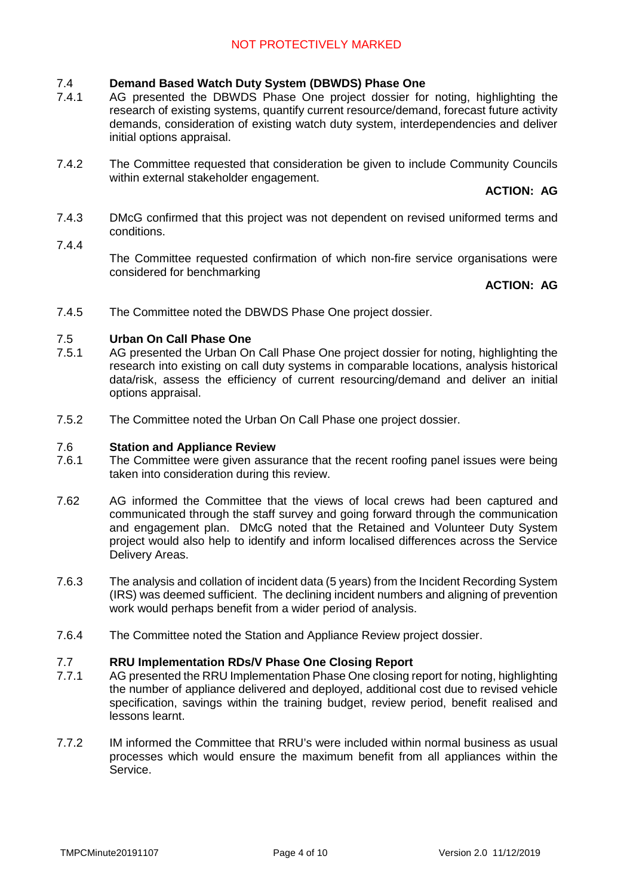### 7.4 Demand Based Watch Duty System (DBWDS) Phase One

7.4.1 AG presented the DBWDS Phase One project dossier for noting, highlighting the research of existing systems, quantify current resource/demand, forecast future activity demands, consideration of existing watch duty system, interdependencies and deliver initial options appraisal.

7.4.2 The Committee requested that consideration be given to include Community Councils within external stakeholder engagement.

**ACTION: AG**

7.4.3 DMcG confirmed that this project was not dependent on revised uniformed terms and conditions.

7.4.4 The Committee requested confirmation of which non-fire service organisations were considered for benchmarking

**ACTION: AG**

7.4.5 The Committee noted the DBWDS Phase One project dossier.

### 7.5 Urban On Call Phase One

7.5.1 AG presented the Urban On Call Phase One project dossier for noting, highlighting the research into existing on call duty systems in comparable locations, analysis historical data/risk, assess the efficiency of current resourcing/demand and deliver an initial options appraisal.

7.5.2 The Committee noted the Urban On Call Phase one project dossier.

### 7.6 Station and Appliance Review

7.6.1 The Committee were given assurance that the recent roofing panel issues were being taken into consideration during this review.

7.62 AG informed the Committee that the views of local crews had been captured and communicated through the staff survey and going forward through the communication and engagement plan. DMcG noted that the Retained and Volunteer Duty System project would also help to identify and inform localised differences across the Service Delivery Areas.

7.6.3 The analysis and collation of incident data (5 years) from the Incident Recording System (IRS) was deemed sufficient. The declining incident numbers and aligning of prevention work would perhaps benefit from a wider period of analysis.

7.6.4 The Committee noted the Station and Appliance Review project dossier.

### 7.7 RRU Implementation RDs/V Phase One Closing Report

7.7.1 AG presented the RRU Implementation Phase One closing report for noting, highlighting the number of appliance delivered and deployed, additional cost due to revised vehicle specification, savings within the training budget, review period, benefit realised and lessons learnt.

7.7.2 IM informed the Committee that RRU's were included within normal business as usual processes which would ensure the maximum benefit from all appliances within the Service.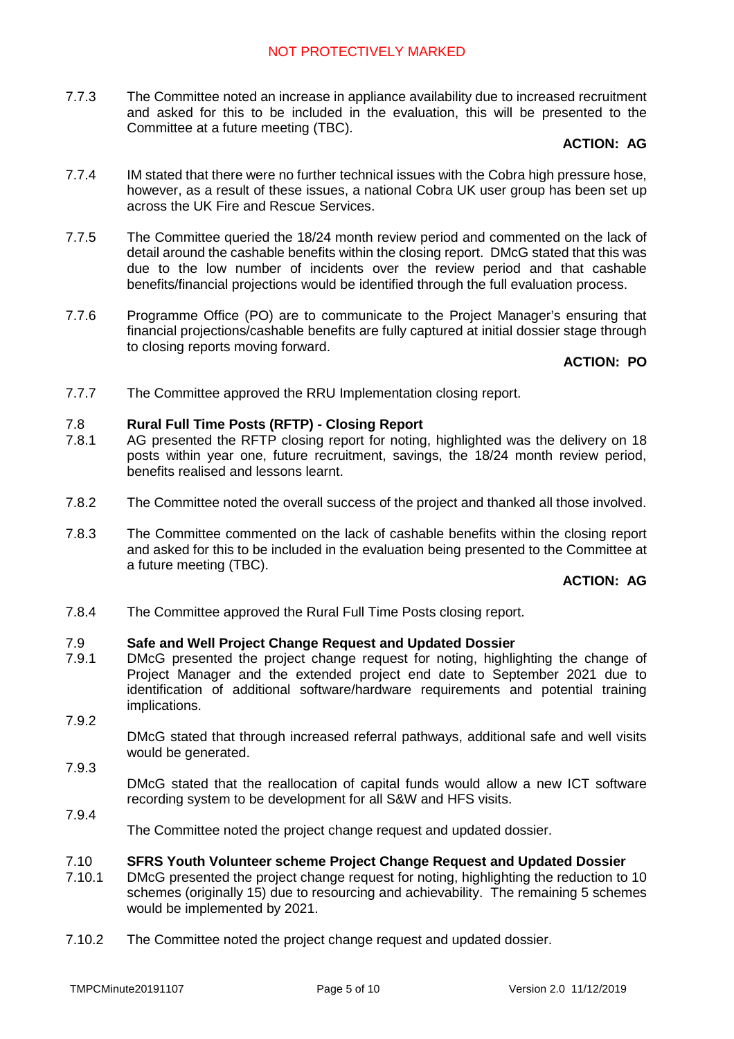NOT PROTECTIVELY MARKED

7.7.3 The Committee noted an increase in appliance availability due to increased recruitment and asked for this to be included in the evaluation, this will be presented to the Committee at a future meeting (TBC).

**ACTION: AG**

7.7.4 IM stated that there were no further technical issues with the Cobra high pressure hose, however, as a result of these issues, a national Cobra UK user group has been set up across the UK Fire and Rescue Services.

7.7.5 The Committee queried the 18/24 month review period and commented on the lack of detail around the cashable benefits within the closing report. DMcG stated that this was due to the low number of incidents over the review period and that cashable benefits/financial projections would be identified through the full evaluation process.

7.7.6 Programme Office (PO) are to communicate to the Project Manager's ensuring that financial projections/cashable benefits are fully captured at initial dossier stage through to closing reports moving forward.

**ACTION: PO**

7.7.7 The Committee approved the RRU Implementation closing report.

**7.8 Rural Full Time Posts (RFTP) - Closing Report**

7.8.1 AG presented the RFTP closing report for noting, highlighted was the delivery on 18 posts within year one, future recruitment, savings, the 18/24 month review period, benefits realised and lessons learnt.

7.8.2 The Committee noted the overall success of the project and thanked all those involved.

7.8.3 The Committee commented on the lack of cashable benefits within the closing report and asked for this to be included in the evaluation being presented to the Committee at a future meeting (TBC).

**ACTION: AG**

7.8.4 The Committee approved the Rural Full Time Posts closing report.

**7.9 Safe and Well Project Change Request and Updated Dossier**

7.9.1 DMcG presented the project change request for noting, highlighting the change of Project Manager and the extended project end date to September 2021 due to identification of additional software/hardware requirements and potential training implications.

7.9.2 DMcG stated that through increased referral pathways, additional safe and well visits would be generated.

7.9.3 DMcG stated that the reallocation of capital funds would allow a new ICT software recording system to be development for all S&W and HFS visits.

7.9.4 The Committee noted the project change request and updated dossier.

**7.10 SFRS Youth Volunteer scheme Project Change Request and Updated Dossier**

7.10.1 DMcG presented the project change request for noting, highlighting the reduction to 10 schemes (originally 15) due to resourcing and achievability. The remaining 5 schemes would be implemented by 2021.

7.10.2 The Committee noted the project change request and updated dossier.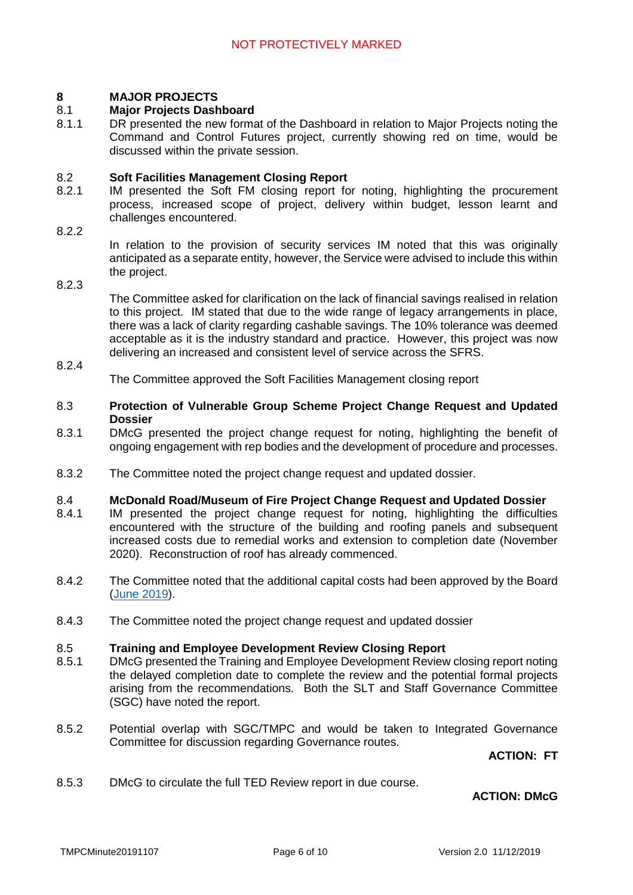## 8 MAJOR PROJECTS

### 8.1 Major Projects Dashboard

8.1.1 DR presented the new format of the Dashboard in relation to Major Projects noting the Command and Control Futures project, currently showing red on time, would be discussed within the private session.

### 8.2 Soft Facilities Management Closing Report

8.2.1 IM presented the Soft FM closing report for noting, highlighting the procurement process, increased scope of project, delivery within budget, lesson learnt and challenges encountered.

8.2.2 In relation to the provision of security services IM noted that this was originally anticipated as a separate entity, however, the Service were advised to include this within the project.

8.2.3 The Committee asked for clarification on the lack of financial savings realised in relation to this project. IM stated that due to the wide range of legacy arrangements in place, there was a lack of clarity regarding cashable savings. The 10% tolerance was deemed acceptable as it is the industry standard and practice. However, this project was now delivering an increased and consistent level of service across the SFRS.

8.2.4 The Committee approved the Soft Facilities Management closing report

### 8.3 Protection of Vulnerable Group Scheme Project Change Request and Updated Dossier

8.3.1 DMcG presented the project change request for noting, highlighting the benefit of ongoing engagement with rep bodies and the development of procedure and processes.

8.3.2 The Committee noted the project change request and updated dossier.

### 8.4 McDonald Road/Museum of Fire Project Change Request and Updated Dossier

8.4.1 IM presented the project change request for noting, highlighting the difficulties encountered with the structure of the building and roofing panels and subsequent increased costs due to remedial works and extension to completion date (November 2020). Reconstruction of roof has already commenced.

8.4.2 The Committee noted that the additional capital costs had been approved by the Board (June 2019).

8.4.3 The Committee noted the project change request and updated dossier

### 8.5 Training and Employee Development Review Closing Report

8.5.1 DMcG presented the Training and Employee Development Review closing report noting the delayed completion date to complete the review and the potential formal projects arising from the recommendations. Both the SLT and Staff Governance Committee (SGC) have noted the report.

8.5.2 Potential overlap with SGC/TMPC and would be taken to Integrated Governance Committee for discussion regarding Governance routes.

**ACTION: FT**

8.5.3 DMcG to circulate the full TED Review report in due course.

**ACTION: DMcG**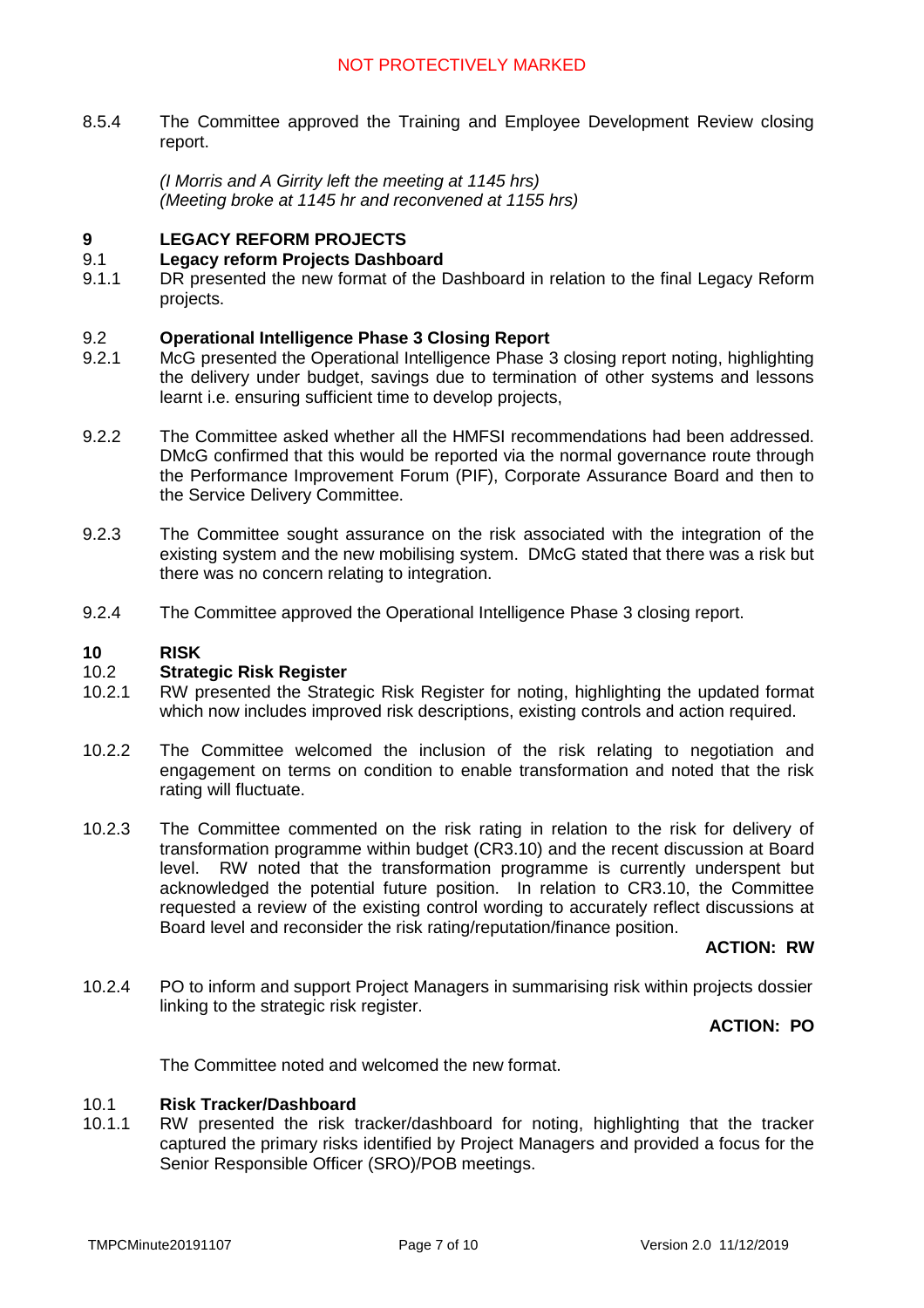8.5.4 The Committee approved the Training and Employee Development Review closing report.

*(I Morris and A Girrity left the meeting at 1145 hrs)*
*(Meeting broke at 1145 hr and reconvened at 1155 hrs)*

## 9 LEGACY REFORM PROJECTS

### 9.1 Legacy reform Projects Dashboard

9.1.1 DR presented the new format of the Dashboard in relation to the final Legacy Reform projects.

### 9.2 Operational Intelligence Phase 3 Closing Report

9.2.1 McG presented the Operational Intelligence Phase 3 closing report noting, highlighting the delivery under budget, savings due to termination of other systems and lessons learnt i.e. ensuring sufficient time to develop projects,

9.2.2 The Committee asked whether all the HMFSI recommendations had been addressed. DMcG confirmed that this would be reported via the normal governance route through the Performance Improvement Forum (PIF), Corporate Assurance Board and then to the Service Delivery Committee.

9.2.3 The Committee sought assurance on the risk associated with the integration of the existing system and the new mobilising system. DMcG stated that there was a risk but there was no concern relating to integration.

9.2.4 The Committee approved the Operational Intelligence Phase 3 closing report.

## 10 RISK

### 10.2 Strategic Risk Register

10.2.1 RW presented the Strategic Risk Register for noting, highlighting the updated format which now includes improved risk descriptions, existing controls and action required.

10.2.2 The Committee welcomed the inclusion of the risk relating to negotiation and engagement on terms on condition to enable transformation and noted that the risk rating will fluctuate.

10.2.3 The Committee commented on the risk rating in relation to the risk for delivery of transformation programme within budget (CR3.10) and the recent discussion at Board level. RW noted that the transformation programme is currently underspent but acknowledged the potential future position. In relation to CR3.10, the Committee requested a review of the existing control wording to accurately reflect discussions at Board level and reconsider the risk rating/reputation/finance position.

**ACTION: RW**

10.2.4 PO to inform and support Project Managers in summarising risk within projects dossier linking to the strategic risk register.

**ACTION: PO**

The Committee noted and welcomed the new format.

### 10.1 Risk Tracker/Dashboard

10.1.1 RW presented the risk tracker/dashboard for noting, highlighting that the tracker captured the primary risks identified by Project Managers and provided a focus for the Senior Responsible Officer (SRO)/POB meetings.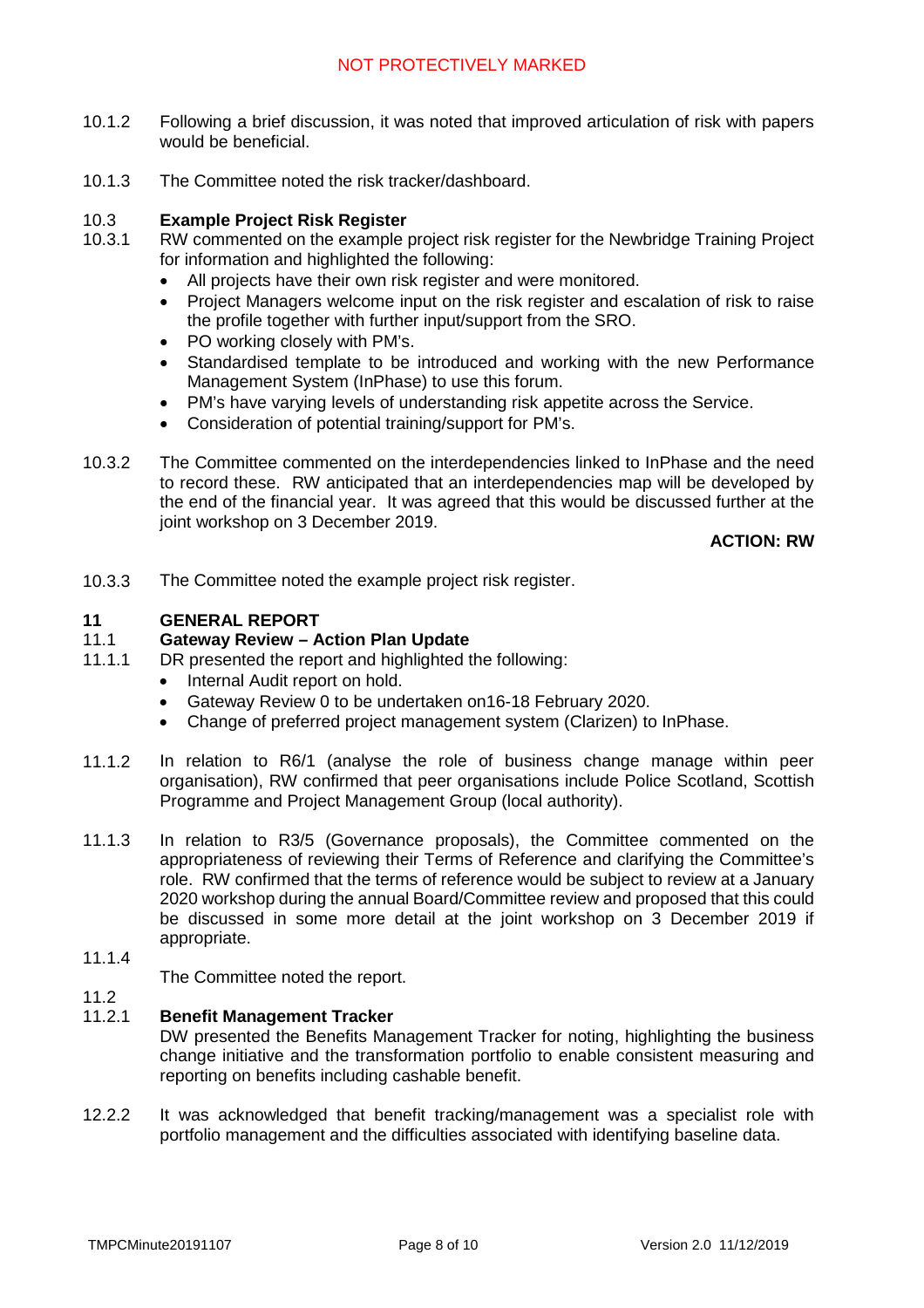10.1.2 Following a brief discussion, it was noted that improved articulation of risk with papers would be beneficial.

10.1.3 The Committee noted the risk tracker/dashboard.

**10.3 Example Project Risk Register**

10.3.1 RW commented on the example project risk register for the Newbridge Training Project for information and highlighted the following:

- All projects have their own risk register and were monitored.
- Project Managers welcome input on the risk register and escalation of risk to raise the profile together with further input/support from the SRO.
- PO working closely with PM's.
- Standardised template to be introduced and working with the new Performance Management System (InPhase) to use this forum.
- PM's have varying levels of understanding risk appetite across the Service.
- Consideration of potential training/support for PM's.

10.3.2 The Committee commented on the interdependencies linked to InPhase and the need to record these. RW anticipated that an interdependencies map will be developed by the end of the financial year. It was agreed that this would be discussed further at the joint workshop on 3 December 2019.

**ACTION: RW**

10.3.3 The Committee noted the example project risk register.

## 11 GENERAL REPORT

**11.1 Gateway Review – Action Plan Update**

11.1.1 DR presented the report and highlighted the following:

- Internal Audit report on hold.
- Gateway Review 0 to be undertaken on16-18 February 2020.
- Change of preferred project management system (Clarizen) to InPhase.

11.1.2 In relation to R6/1 (analyse the role of business change manage within peer organisation), RW confirmed that peer organisations include Police Scotland, Scottish Programme and Project Management Group (local authority).

11.1.3 In relation to R3/5 (Governance proposals), the Committee commented on the appropriateness of reviewing their Terms of Reference and clarifying the Committee's role. RW confirmed that the terms of reference would be subject to review at a January 2020 workshop during the annual Board/Committee review and proposed that this could be discussed in some more detail at the joint workshop on 3 December 2019 if appropriate.

11.1.4 The Committee noted the report.

11.2

**11.2.1 Benefit Management Tracker**

DW presented the Benefits Management Tracker for noting, highlighting the business change initiative and the transformation portfolio to enable consistent measuring and reporting on benefits including cashable benefit.

12.2.2 It was acknowledged that benefit tracking/management was a specialist role with portfolio management and the difficulties associated with identifying baseline data.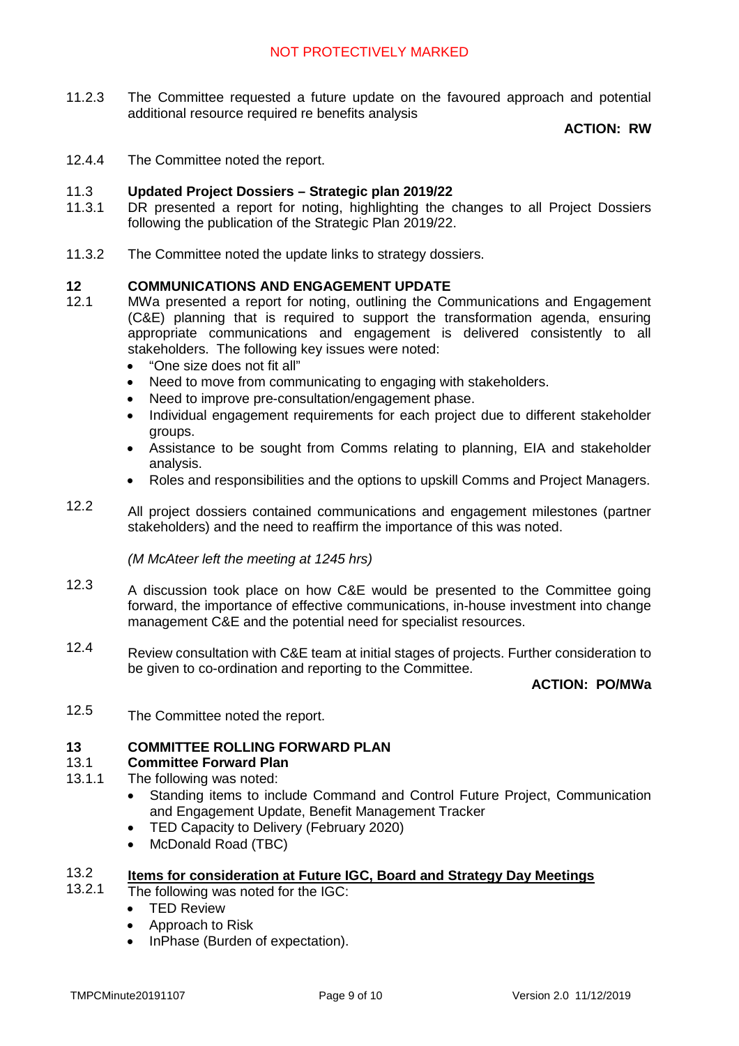NOT PROTECTIVELY MARKED

11.2.3 The Committee requested a future update on the favoured approach and potential additional resource required re benefits analysis

**ACTION: RW**

12.4.4 The Committee noted the report.

**11.3 Updated Project Dossiers – Strategic plan 2019/22**

11.3.1 DR presented a report for noting, highlighting the changes to all Project Dossiers following the publication of the Strategic Plan 2019/22.

11.3.2 The Committee noted the update links to strategy dossiers.

## 12 COMMUNICATIONS AND ENGAGEMENT UPDATE

12.1 MWa presented a report for noting, outlining the Communications and Engagement (C&E) planning that is required to support the transformation agenda, ensuring appropriate communications and engagement is delivered consistently to all stakeholders. The following key issues were noted:

- "One size does not fit all"
- Need to move from communicating to engaging with stakeholders.
- Need to improve pre-consultation/engagement phase.
- Individual engagement requirements for each project due to different stakeholder groups.
- Assistance to be sought from Comms relating to planning, EIA and stakeholder analysis.
- Roles and responsibilities and the options to upskill Comms and Project Managers.

12.2 All project dossiers contained communications and engagement milestones (partner stakeholders) and the need to reaffirm the importance of this was noted.

*(M McAteer left the meeting at 1245 hrs)*

12.3 A discussion took place on how C&E would be presented to the Committee going forward, the importance of effective communications, in-house investment into change management C&E and the potential need for specialist resources.

12.4 Review consultation with C&E team at initial stages of projects. Further consideration to be given to co-ordination and reporting to the Committee.

**ACTION: PO/MWa**

12.5 The Committee noted the report.

## 13 COMMITTEE ROLLING FORWARD PLAN

**13.1 Committee Forward Plan**

13.1.1 The following was noted:

- Standing items to include Command and Control Future Project, Communication and Engagement Update, Benefit Management Tracker
- TED Capacity to Delivery (February 2020)
- McDonald Road (TBC)

**13.2 <u>Items for consideration at Future IGC, Board and Strategy Day Meetings</u>**

13.2.1 The following was noted for the IGC:

- TED Review
- Approach to Risk
- InPhase (Burden of expectation).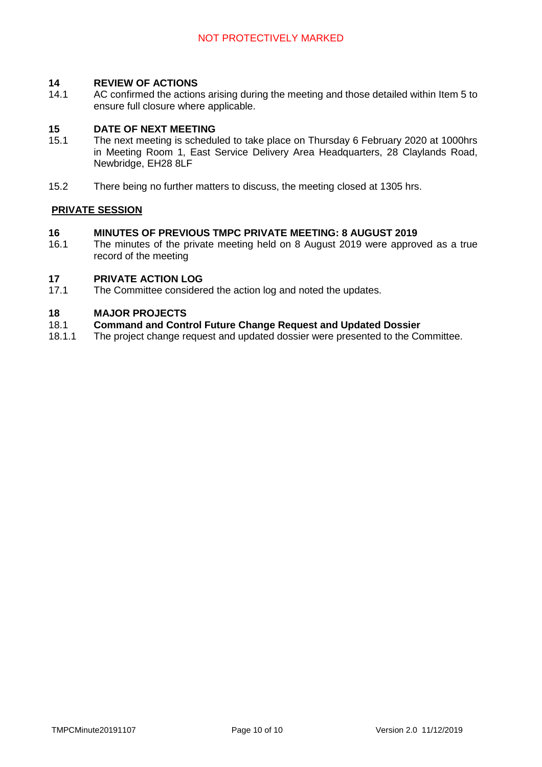NOT PROTECTIVELY MARKED

**14 REVIEW OF ACTIONS**

14.1 AC confirmed the actions arising during the meeting and those detailed within Item 5 to ensure full closure where applicable.

**15 DATE OF NEXT MEETING**

15.1 The next meeting is scheduled to take place on Thursday 6 February 2020 at 1000hrs in Meeting Room 1, East Service Delivery Area Headquarters, 28 Claylands Road, Newbridge, EH28 8LF

15.2 There being no further matters to discuss, the meeting closed at 1305 hrs.

**PRIVATE SESSION**

**16 MINUTES OF PREVIOUS TMPC PRIVATE MEETING: 8 AUGUST 2019**

16.1 The minutes of the private meeting held on 8 August 2019 were approved as a true record of the meeting

**17 PRIVATE ACTION LOG**

17.1 The Committee considered the action log and noted the updates.

**18 MAJOR PROJECTS**

18.1 **Command and Control Future Change Request and Updated Dossier**

18.1.1 The project change request and updated dossier were presented to the Committee.

TMPCMinute20191107 Version 2.0 11/12/2019